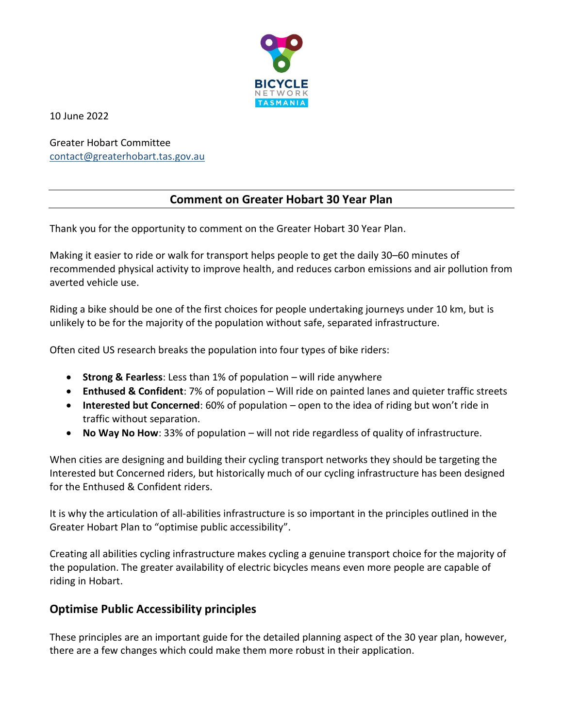10 June 2022

Greater Hobart Committee
contact@greaterhobart.tas.gov.au

## Comment on Greater Hobart 30 Year Plan

Thank you for the opportunity to comment on the Greater Hobart 30 Year Plan.

Making it easier to ride or walk for transport helps people to get the daily 30–60 minutes of recommended physical activity to improve health, and reduces carbon emissions and air pollution from averted vehicle use.

Riding a bike should be one of the first choices for people undertaking journeys under 10 km, but is unlikely to be for the majority of the population without safe, separated infrastructure.

Often cited US research breaks the population into four types of bike riders:

- **Strong & Fearless**: Less than 1% of population – will ride anywhere
- **Enthused & Confident**: 7% of population – Will ride on painted lanes and quieter traffic streets
- **Interested but Concerned**: 60% of population – open to the idea of riding but won't ride in traffic without separation.
- **No Way No How**: 33% of population – will not ride regardless of quality of infrastructure.

When cities are designing and building their cycling transport networks they should be targeting the Interested but Concerned riders, but historically much of our cycling infrastructure has been designed for the Enthused & Confident riders.

It is why the articulation of all-abilities infrastructure is so important in the principles outlined in the Greater Hobart Plan to "optimise public accessibility".

Creating all abilities cycling infrastructure makes cycling a genuine transport choice for the majority of the population. The greater availability of electric bicycles means even more people are capable of riding in Hobart.

### Optimise Public Accessibility principles

These principles are an important guide for the detailed planning aspect of the 30 year plan, however, there are a few changes which could make them more robust in their application.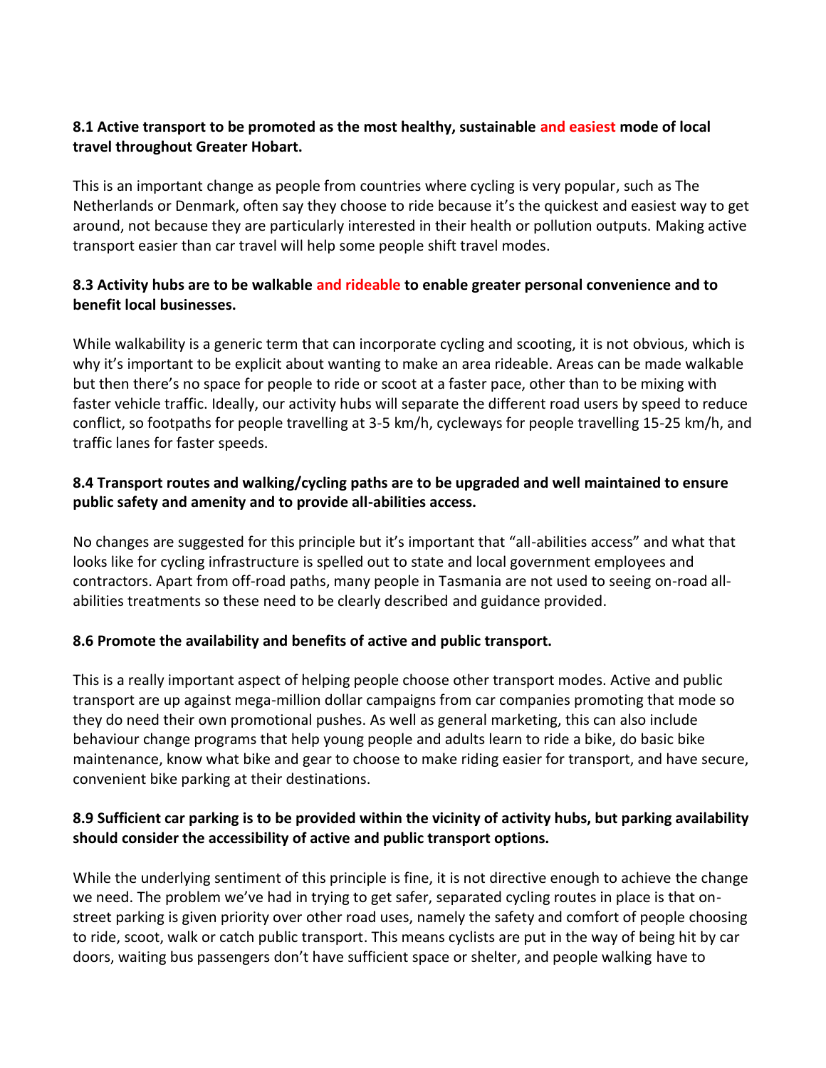**8.1 Active transport to be promoted as the most healthy, sustainable and easiest mode of local travel throughout Greater Hobart.**

This is an important change as people from countries where cycling is very popular, such as The Netherlands or Denmark, often say they choose to ride because it's the quickest and easiest way to get around, not because they are particularly interested in their health or pollution outputs. Making active transport easier than car travel will help some people shift travel modes.

**8.3 Activity hubs are to be walkable and rideable to enable greater personal convenience and to benefit local businesses.**

While walkability is a generic term that can incorporate cycling and scooting, it is not obvious, which is why it's important to be explicit about wanting to make an area rideable. Areas can be made walkable but then there's no space for people to ride or scoot at a faster pace, other than to be mixing with faster vehicle traffic. Ideally, our activity hubs will separate the different road users by speed to reduce conflict, so footpaths for people travelling at 3-5 km/h, cycleways for people travelling 15-25 km/h, and traffic lanes for faster speeds.

**8.4 Transport routes and walking/cycling paths are to be upgraded and well maintained to ensure public safety and amenity and to provide all-abilities access.**

No changes are suggested for this principle but it's important that "all-abilities access" and what that looks like for cycling infrastructure is spelled out to state and local government employees and contractors. Apart from off-road paths, many people in Tasmania are not used to seeing on-road all-abilities treatments so these need to be clearly described and guidance provided.

**8.6 Promote the availability and benefits of active and public transport.**

This is a really important aspect of helping people choose other transport modes. Active and public transport are up against mega-million dollar campaigns from car companies promoting that mode so they do need their own promotional pushes. As well as general marketing, this can also include behaviour change programs that help young people and adults learn to ride a bike, do basic bike maintenance, know what bike and gear to choose to make riding easier for transport, and have secure, convenient bike parking at their destinations.

**8.9 Sufficient car parking is to be provided within the vicinity of activity hubs, but parking availability should consider the accessibility of active and public transport options.**

While the underlying sentiment of this principle is fine, it is not directive enough to achieve the change we need. The problem we've had in trying to get safer, separated cycling routes in place is that on-street parking is given priority over other road uses, namely the safety and comfort of people choosing to ride, scoot, walk or catch public transport. This means cyclists are put in the way of being hit by car doors, waiting bus passengers don't have sufficient space or shelter, and people walking have to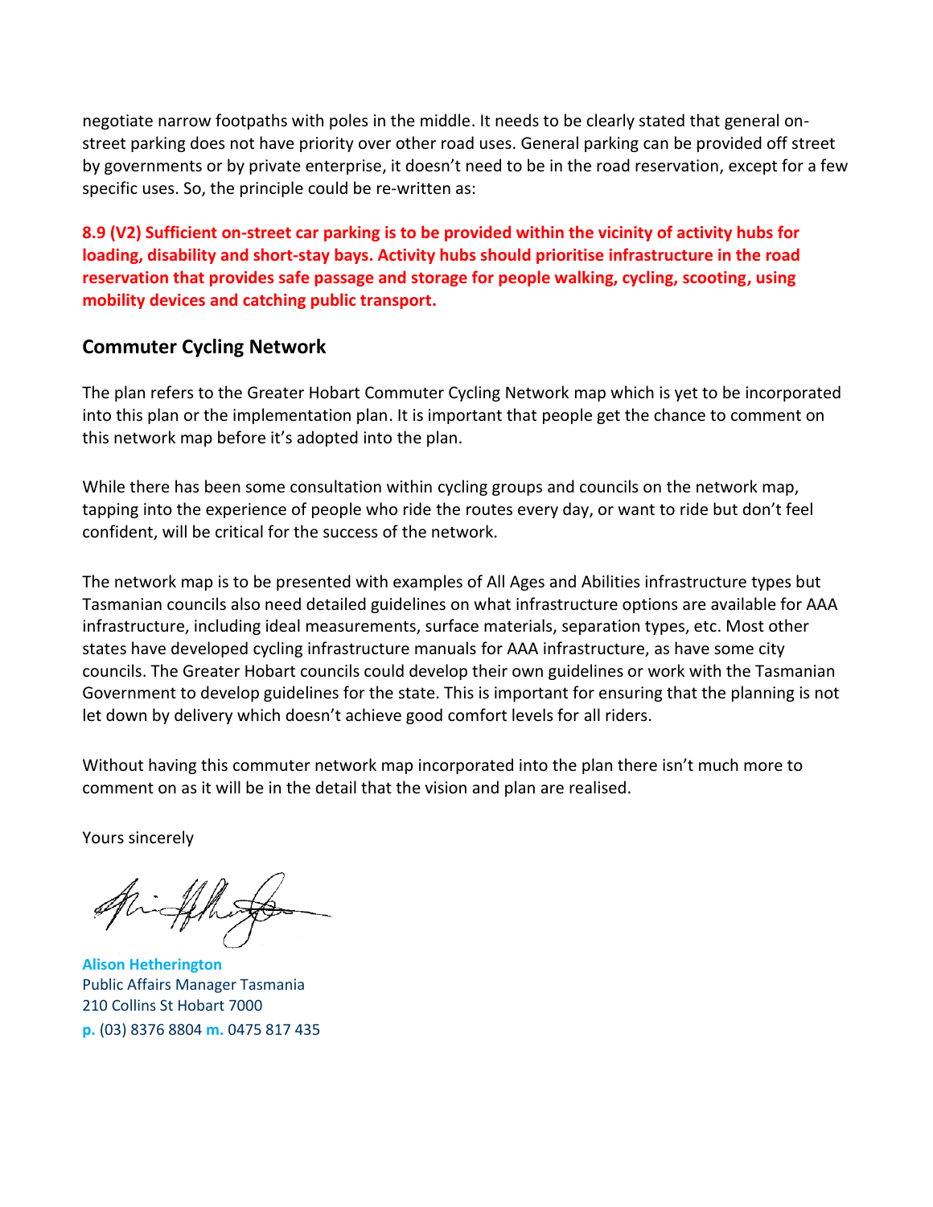negotiate narrow footpaths with poles in the middle. It needs to be clearly stated that general on-street parking does not have priority over other road uses. General parking can be provided off street by governments or by private enterprise, it doesn't need to be in the road reservation, except for a few specific uses. So, the principle could be re-written as:

**8.9 (V2) Sufficient on-street car parking is to be provided within the vicinity of activity hubs for loading, disability and short-stay bays. Activity hubs should prioritise infrastructure in the road reservation that provides safe passage and storage for people walking, cycling, scooting, using mobility devices and catching public transport.**

## Commuter Cycling Network

The plan refers to the Greater Hobart Commuter Cycling Network map which is yet to be incorporated into this plan or the implementation plan. It is important that people get the chance to comment on this network map before it's adopted into the plan.

While there has been some consultation within cycling groups and councils on the network map, tapping into the experience of people who ride the routes every day, or want to ride but don't feel confident, will be critical for the success of the network.

The network map is to be presented with examples of All Ages and Abilities infrastructure types but Tasmanian councils also need detailed guidelines on what infrastructure options are available for AAA infrastructure, including ideal measurements, surface materials, separation types, etc. Most other states have developed cycling infrastructure manuals for AAA infrastructure, as have some city councils. The Greater Hobart councils could develop their own guidelines or work with the Tasmanian Government to develop guidelines for the state. This is important for ensuring that the planning is not let down by delivery which doesn't achieve good comfort levels for all riders.

Without having this commuter network map incorporated into the plan there isn't much more to comment on as it will be in the detail that the vision and plan are realised.

Yours sincerely

**Alison Hetherington**
Public Affairs Manager Tasmania
210 Collins St Hobart 7000
p. (03) 8376 8804 m. 0475 817 435